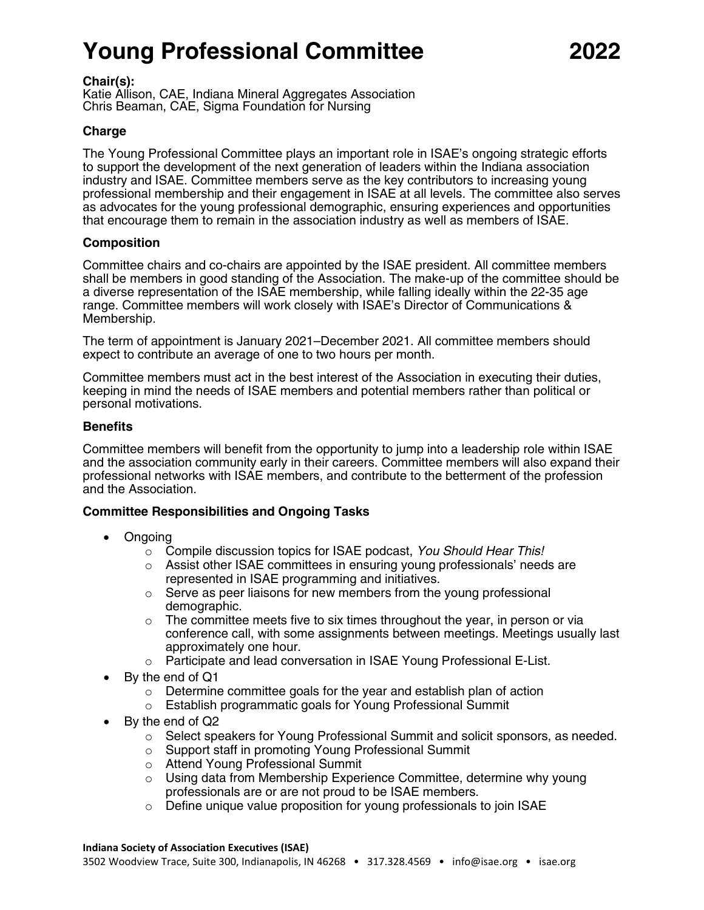# Young Professional Committee 2022

**Chair(s):**
Katie Allison, CAE, Indiana Mineral Aggregates Association
Chris Beaman, CAE, Sigma Foundation for Nursing

### Charge

The Young Professional Committee plays an important role in ISAE's ongoing strategic efforts to support the development of the next generation of leaders within the Indiana association industry and ISAE. Committee members serve as the key contributors to increasing young professional membership and their engagement in ISAE at all levels. The committee also serves as advocates for the young professional demographic, ensuring experiences and opportunities that encourage them to remain in the association industry as well as members of ISAE.

### Composition

Committee chairs and co-chairs are appointed by the ISAE president. All committee members shall be members in good standing of the Association. The make-up of the committee should be a diverse representation of the ISAE membership, while falling ideally within the 22-35 age range. Committee members will work closely with ISAE's Director of Communications & Membership.

The term of appointment is January 2021–December 2021. All committee members should expect to contribute an average of one to two hours per month.

Committee members must act in the best interest of the Association in executing their duties, keeping in mind the needs of ISAE members and potential members rather than political or personal motivations.

### Benefits

Committee members will benefit from the opportunity to jump into a leadership role within ISAE and the association community early in their careers. Committee members will also expand their professional networks with ISAE members, and contribute to the betterment of the profession and the Association.

### Committee Responsibilities and Ongoing Tasks

- Ongoing
  - Compile discussion topics for ISAE podcast, *You Should Hear This!*
  - Assist other ISAE committees in ensuring young professionals' needs are represented in ISAE programming and initiatives.
  - Serve as peer liaisons for new members from the young professional demographic.
  - The committee meets five to six times throughout the year, in person or via conference call, with some assignments between meetings. Meetings usually last approximately one hour.
  - Participate and lead conversation in ISAE Young Professional E-List.
- By the end of Q1
  - Determine committee goals for the year and establish plan of action
  - Establish programmatic goals for Young Professional Summit
- By the end of Q2
  - Select speakers for Young Professional Summit and solicit sponsors, as needed.
  - Support staff in promoting Young Professional Summit
  - Attend Young Professional Summit
  - Using data from Membership Experience Committee, determine why young professionals are or are not proud to be ISAE members.
  - Define unique value proposition for young professionals to join ISAE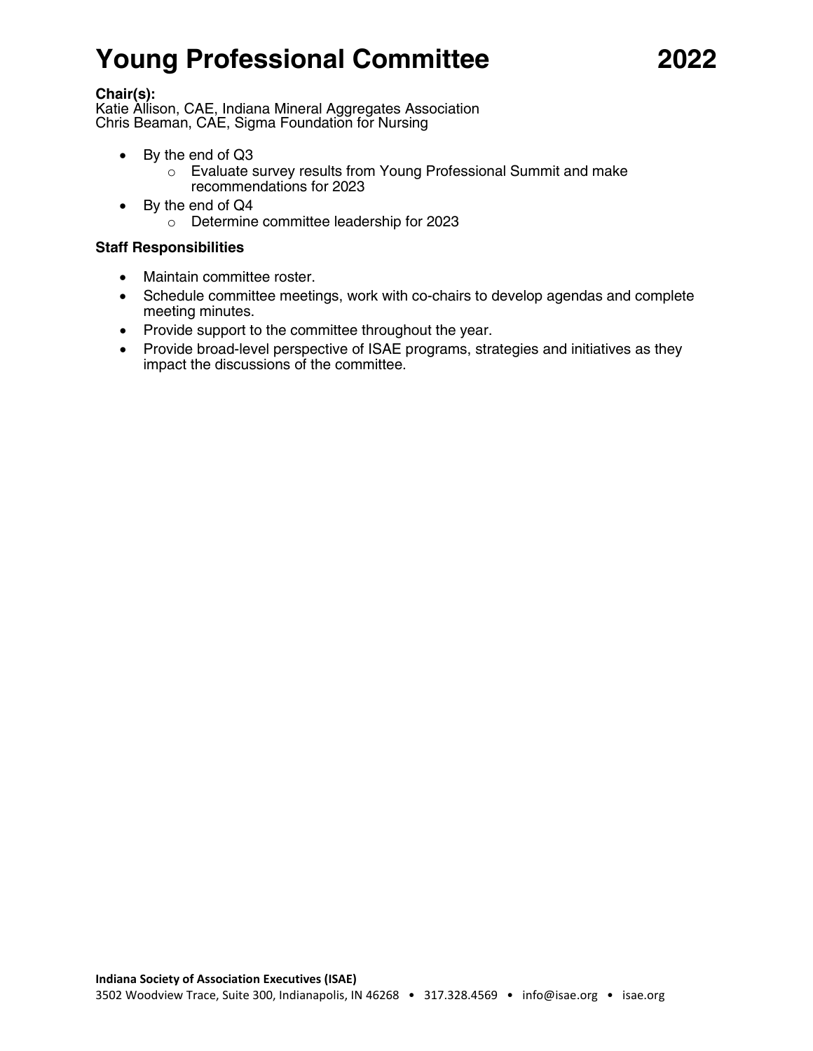# Young Professional Committee 2022

**Chair(s):**
Katie Allison, CAE, Indiana Mineral Aggregates Association
Chris Beaman, CAE, Sigma Foundation for Nursing

- By the end of Q3
  - Evaluate survey results from Young Professional Summit and make recommendations for 2023
- By the end of Q4
  - Determine committee leadership for 2023

**Staff Responsibilities**

- Maintain committee roster.
- Schedule committee meetings, work with co-chairs to develop agendas and complete meeting minutes.
- Provide support to the committee throughout the year.
- Provide broad-level perspective of ISAE programs, strategies and initiatives as they impact the discussions of the committee.

**Indiana Society of Association Executives (ISAE)**
3502 Woodview Trace, Suite 300, Indianapolis, IN 46268 • 317.328.4569 • info@isae.org • isae.org